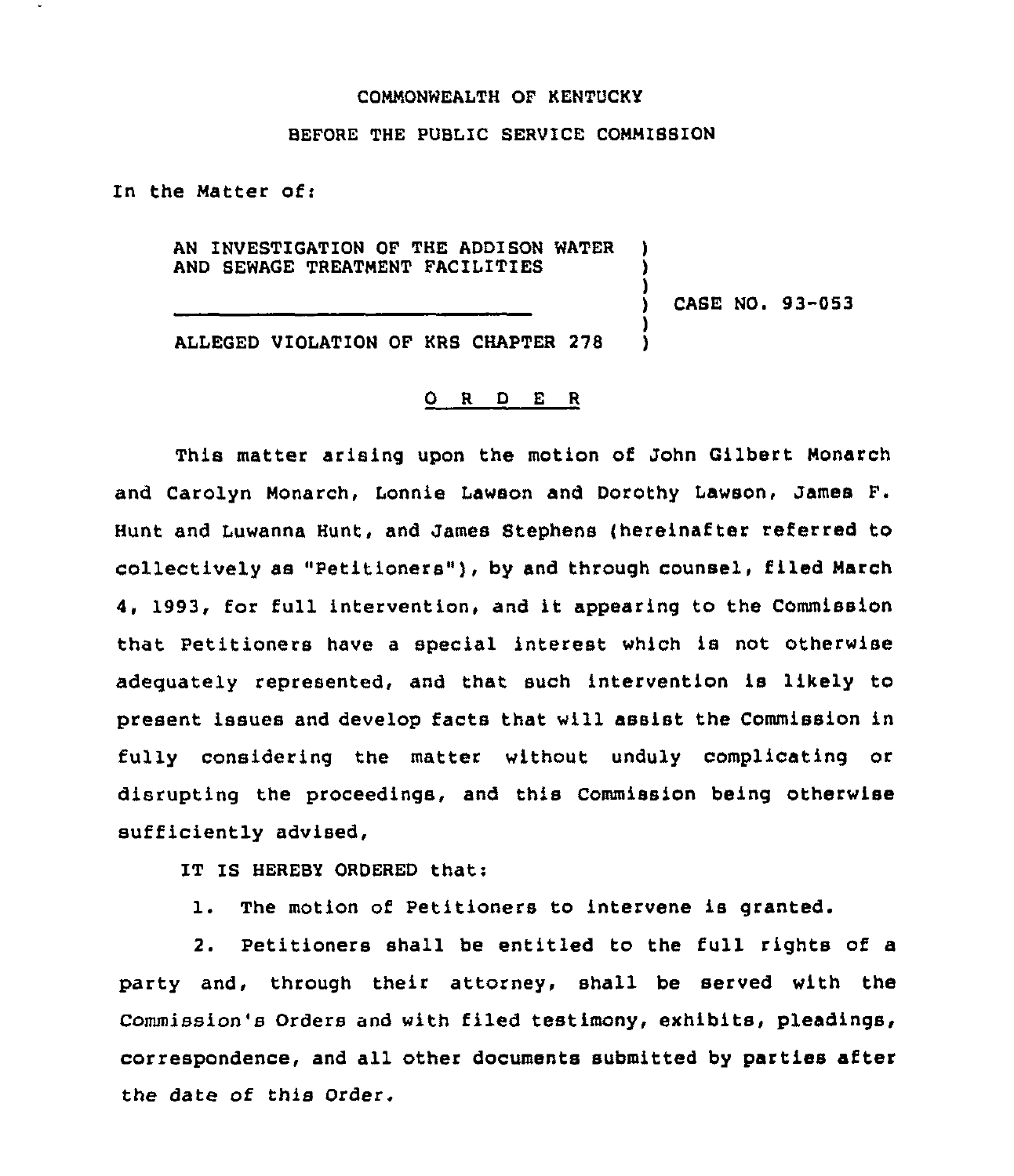COMMONWEALTH OF KENTUCKY

BEFORE THE PUBLIC SERVICE COMMISSION

In the Matter of:

AN INVESTIGATION OF THE ADDISON WATER AND SEWAGE TREATMENT FACILITIES

ALLEGED VIOLATION OF KRS CHAPTER 278

CASE NO. 93-053

O R D E R

This matter arising upon the motion of John Gilbert Monarch and Carolyn Monarch, Lonnie Lawson and Dorothy Lawson, James F. Hunt and Luwanna Hunt, and James Stephens (hereinafter referred to collectively as "Petitioners"), by and through counsel, filed March 4, 1993, for full intervention, and it appearing to the Commission that Petitioners have a special interest which is not otherwise adequately represented, and that such intervention is likely to present issues and develop facts that will assist the Commission in fully considering the matter without unduly complicating or disrupting the proceedings, and this Commission being otherwise sufficiently advised,

IT IS HEREBY ORDERED that:

1. The motion of Petitioners to intervene is granted.

2. Petitioners shall be entitled to the full rights of a party and, through their attorney, shall be served with the Commission's Orders and with filed testimony, exhibits, pleadings, correspondence, and all other documents submitted by parties after the date of this Order.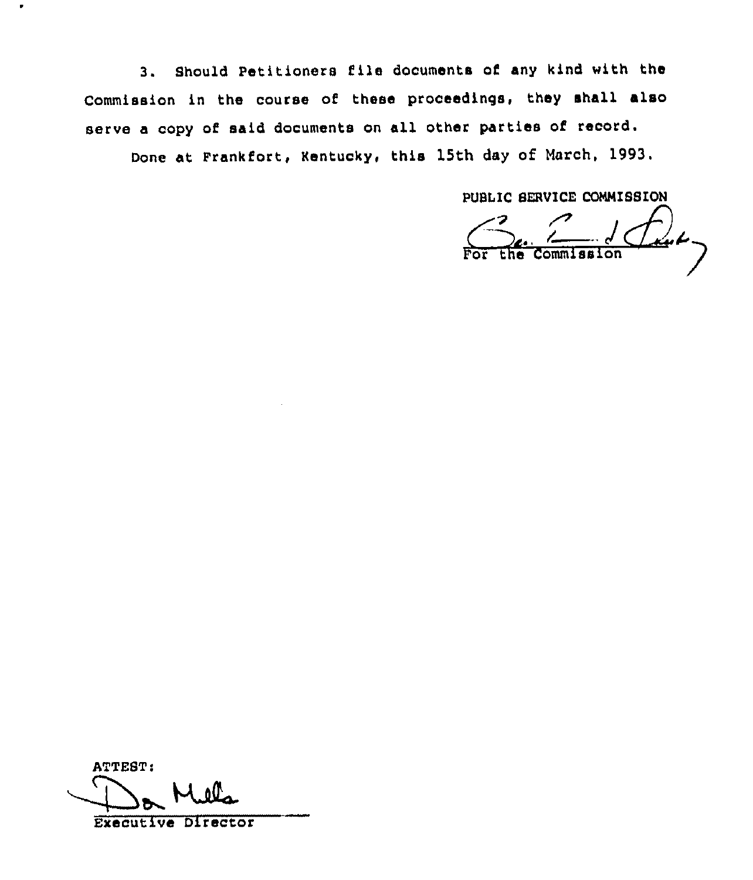3. Should Petitioners file documents of any kind with the Commission in the course of these proceedings, they shall also serve a copy of said documents on all other parties of record.

Done at Frankfort, Kentucky, this 15th day of March, 1993.

PUBLIC SERVICE COMMISSION

For the Commission

ATTEST:

Executive Director